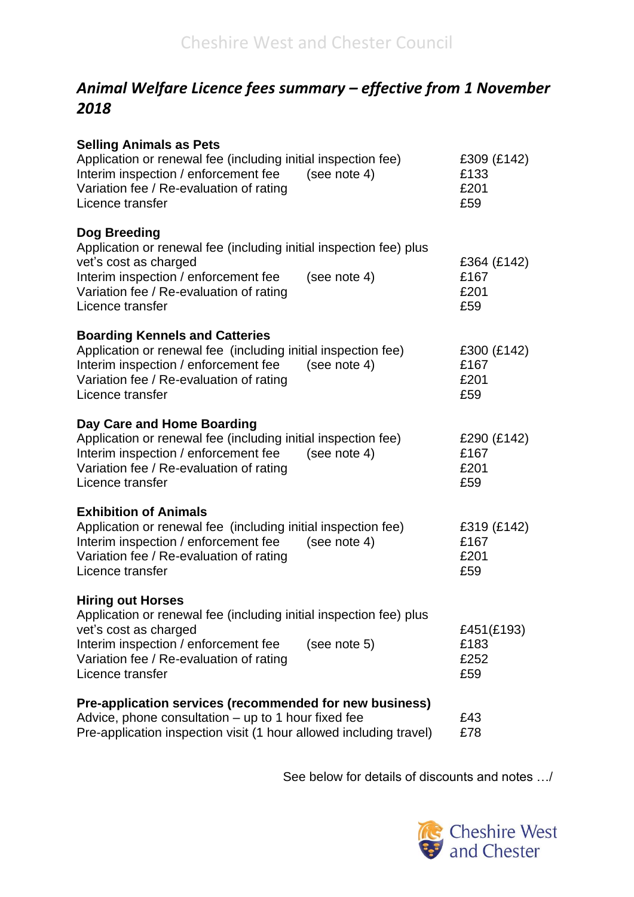# Animal Welfare Licence fees summary – effective from 1 November 2018

**Selling Animals as Pets**

| | |
|---|---|
| Application or renewal fee (including initial inspection fee) | £309 (£142) |
| Interim inspection / enforcement fee (see note 4) | £133 |
| Variation fee / Re-evaluation of rating | £201 |
| Licence transfer | £59 |

**Dog Breeding**

| | |
|---|---|
| Application or renewal fee (including initial inspection fee) plus vet's cost as charged | £364 (£142) |
| Interim inspection / enforcement fee (see note 4) | £167 |
| Variation fee / Re-evaluation of rating | £201 |
| Licence transfer | £59 |

**Boarding Kennels and Catteries**

| | |
|---|---|
| Application or renewal fee (including initial inspection fee) | £300 (£142) |
| Interim inspection / enforcement fee (see note 4) | £167 |
| Variation fee / Re-evaluation of rating | £201 |
| Licence transfer | £59 |

**Day Care and Home Boarding**

| | |
|---|---|
| Application or renewal fee (including initial inspection fee) | £290 (£142) |
| Interim inspection / enforcement fee (see note 4) | £167 |
| Variation fee / Re-evaluation of rating | £201 |
| Licence transfer | £59 |

**Exhibition of Animals**

| | |
|---|---|
| Application or renewal fee (including initial inspection fee) | £319 (£142) |
| Interim inspection / enforcement fee (see note 4) | £167 |
| Variation fee / Re-evaluation of rating | £201 |
| Licence transfer | £59 |

**Hiring out Horses**

| | |
|---|---|
| Application or renewal fee (including initial inspection fee) plus vet's cost as charged | £451(£193) |
| Interim inspection / enforcement fee (see note 5) | £183 |
| Variation fee / Re-evaluation of rating | £252 |
| Licence transfer | £59 |

**Pre-application services (recommended for new business)**

| | |
|---|---|
| Advice, phone consultation – up to 1 hour fixed fee | £43 |
| Pre-application inspection visit (1 hour allowed including travel) | £78 |

See below for details of discounts and notes …/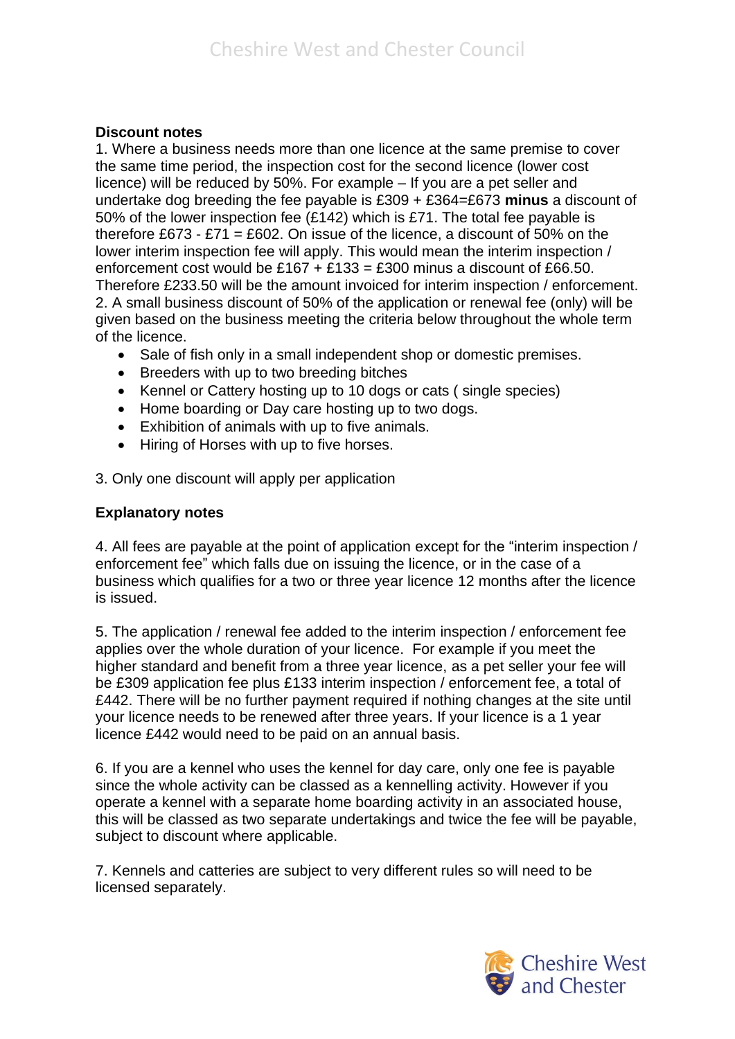**Discount notes**

1. Where a business needs more than one licence at the same premise to cover the same time period, the inspection cost for the second licence (lower cost licence) will be reduced by 50%. For example – If you are a pet seller and undertake dog breeding the fee payable is £309 + £364=£673 **minus** a discount of 50% of the lower inspection fee (£142) which is £71. The total fee payable is therefore £673 - £71 = £602. On issue of the licence, a discount of 50% on the lower interim inspection fee will apply. This would mean the interim inspection / enforcement cost would be £167 + £133 = £300 minus a discount of £66.50. Therefore £233.50 will be the amount invoiced for interim inspection / enforcement.
2. A small business discount of 50% of the application or renewal fee (only) will be given based on the business meeting the criteria below throughout the whole term of the licence.
   - Sale of fish only in a small independent shop or domestic premises.
   - Breeders with up to two breeding bitches
   - Kennel or Cattery hosting up to 10 dogs or cats ( single species)
   - Home boarding or Day care hosting up to two dogs.
   - Exhibition of animals with up to five animals.
   - Hiring of Horses with up to five horses.

3. Only one discount will apply per application

**Explanatory notes**

4. All fees are payable at the point of application except for the "interim inspection / enforcement fee" which falls due on issuing the licence, or in the case of a business which qualifies for a two or three year licence 12 months after the licence is issued.

5. The application / renewal fee added to the interim inspection / enforcement fee applies over the whole duration of your licence. For example if you meet the higher standard and benefit from a three year licence, as a pet seller your fee will be £309 application fee plus £133 interim inspection / enforcement fee, a total of £442. There will be no further payment required if nothing changes at the site until your licence needs to be renewed after three years. If your licence is a 1 year licence £442 would need to be paid on an annual basis.

6. If you are a kennel who uses the kennel for day care, only one fee is payable since the whole activity can be classed as a kennelling activity. However if you operate a kennel with a separate home boarding activity in an associated house, this will be classed as two separate undertakings and twice the fee will be payable, subject to discount where applicable.

7. Kennels and catteries are subject to very different rules so will need to be licensed separately.